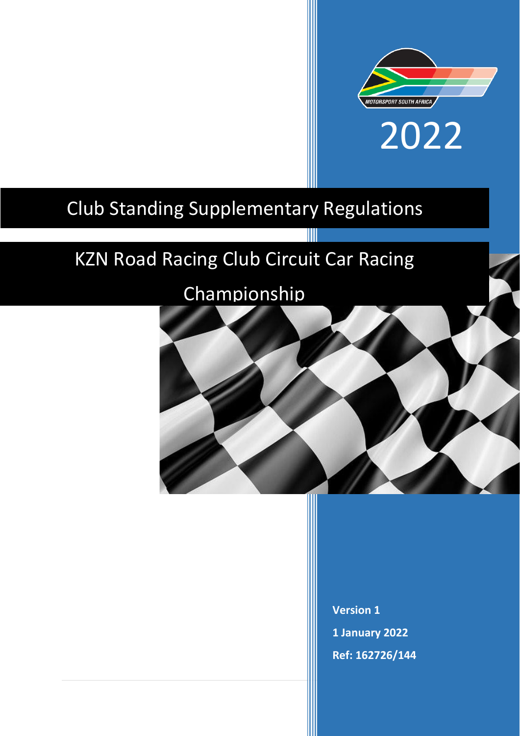2022

# Club Standing Supplementary Regulations

# KZN Road Racing Club Circuit Car Racing Championship

**Version 1**

**1 January 2022**

**Ref: 162726/144**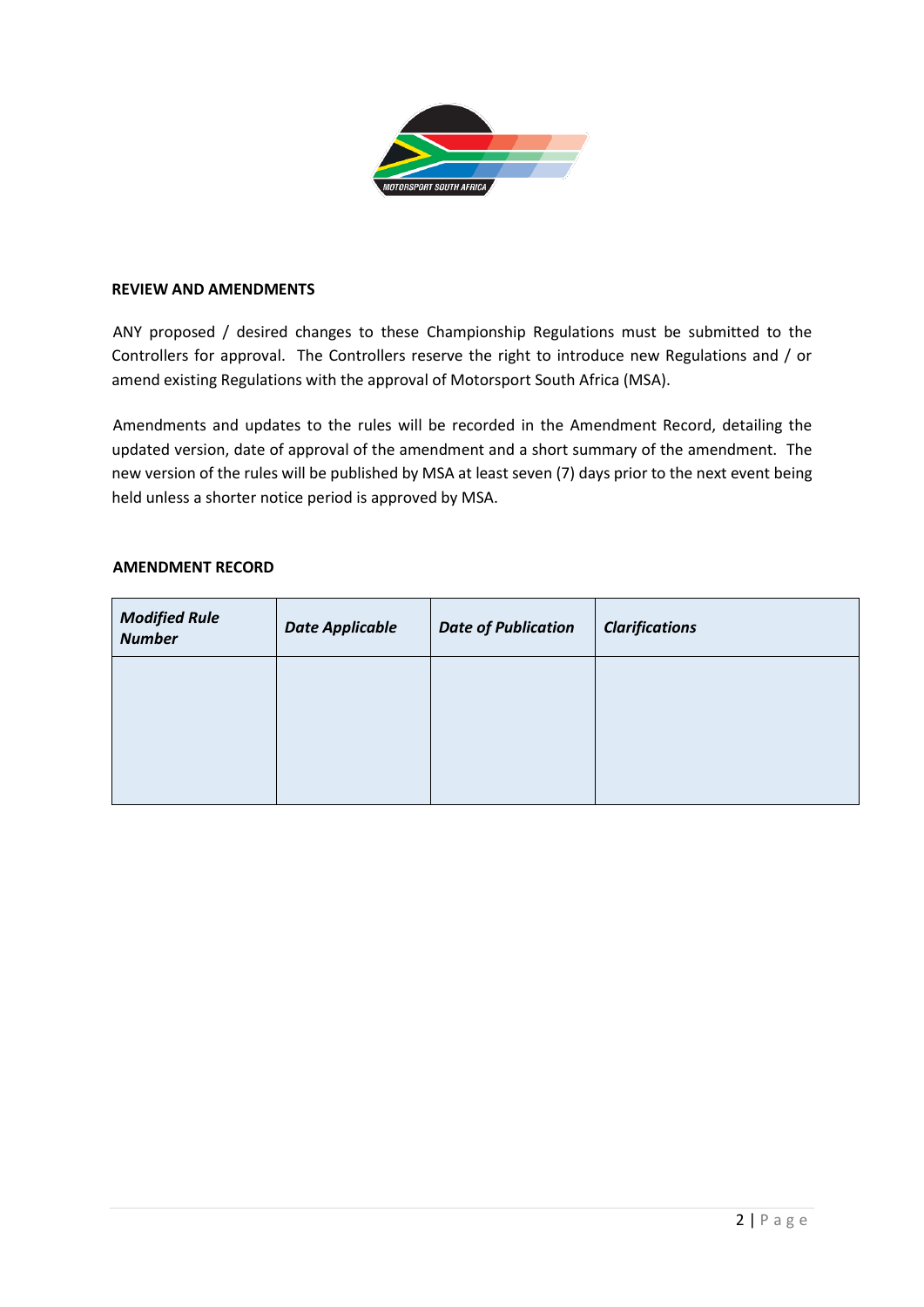**REVIEW AND AMENDMENTS**

ANY proposed / desired changes to these Championship Regulations must be submitted to the Controllers for approval. The Controllers reserve the right to introduce new Regulations and / or amend existing Regulations with the approval of Motorsport South Africa (MSA).

Amendments and updates to the rules will be recorded in the Amendment Record, detailing the updated version, date of approval of the amendment and a short summary of the amendment. The new version of the rules will be published by MSA at least seven (7) days prior to the next event being held unless a shorter notice period is approved by MSA.

**AMENDMENT RECORD**

| ***Modified Rule Number*** | ***Date Applicable*** | ***Date of Publication*** | ***Clarifications*** |
|---|---|---|---|
| | | | |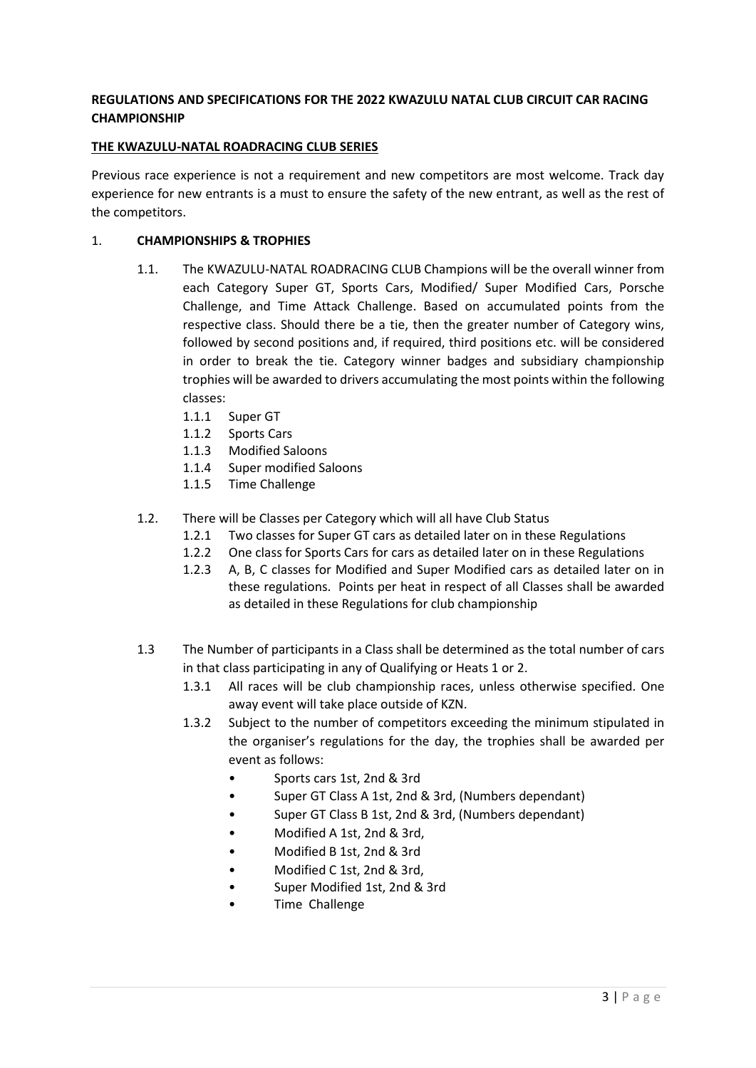**REGULATIONS AND SPECIFICATIONS FOR THE 2022 KWAZULU NATAL CLUB CIRCUIT CAR RACING CHAMPIONSHIP**

**THE KWAZULU-NATAL ROADRACING CLUB SERIES**

Previous race experience is not a requirement and new competitors are most welcome. Track day experience for new entrants is a must to ensure the safety of the new entrant, as well as the rest of the competitors.

1. **CHAMPIONSHIPS & TROPHIES**

   1.1. The KWAZULU-NATAL ROADRACING CLUB Champions will be the overall winner from each Category Super GT, Sports Cars, Modified/ Super Modified Cars, Porsche Challenge, and Time Attack Challenge. Based on accumulated points from the respective class. Should there be a tie, then the greater number of Category wins, followed by second positions and, if required, third positions etc. will be considered in order to break the tie. Category winner badges and subsidiary championship trophies will be awarded to drivers accumulating the most points within the following classes:

   - 1.1.1 Super GT
   - 1.1.2 Sports Cars
   - 1.1.3 Modified Saloons
   - 1.1.4 Super modified Saloons
   - 1.1.5 Time Challenge

   1.2. There will be Classes per Category which will all have Club Status

   - 1.2.1 Two classes for Super GT cars as detailed later on in these Regulations
   - 1.2.2 One class for Sports Cars for cars as detailed later on in these Regulations
   - 1.2.3 A, B, C classes for Modified and Super Modified cars as detailed later on in these regulations. Points per heat in respect of all Classes shall be awarded as detailed in these Regulations for club championship

   1.3 The Number of participants in a Class shall be determined as the total number of cars in that class participating in any of Qualifying or Heats 1 or 2.

   - 1.3.1 All races will be club championship races, unless otherwise specified. One away event will take place outside of KZN.
   - 1.3.2 Subject to the number of competitors exceeding the minimum stipulated in the organiser's regulations for the day, the trophies shall be awarded per event as follows:
     - Sports cars 1st, 2nd & 3rd
     - Super GT Class A 1st, 2nd & 3rd, (Numbers dependant)
     - Super GT Class B 1st, 2nd & 3rd, (Numbers dependant)
     - Modified A 1st, 2nd & 3rd,
     - Modified B 1st, 2nd & 3rd
     - Modified C 1st, 2nd & 3rd,
     - Super Modified 1st, 2nd & 3rd
     - Time Challenge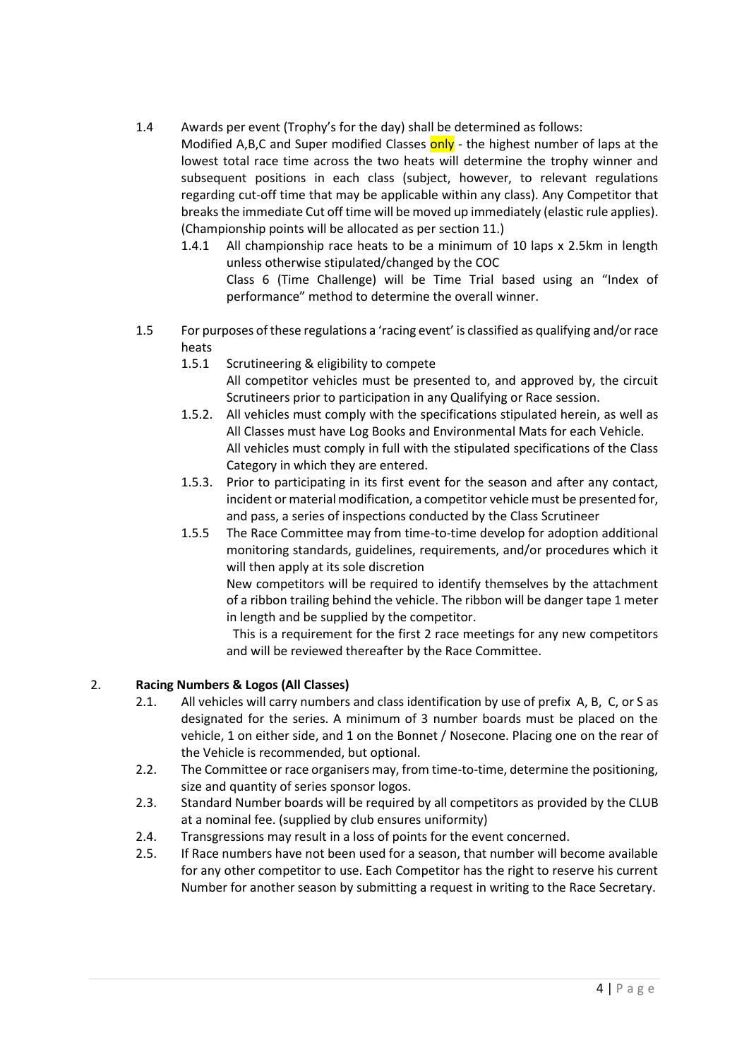1.4 Awards per event (Trophy's for the day) shall be determined as follows:

Modified A,B,C and Super modified Classes only - the highest number of laps at the lowest total race time across the two heats will determine the trophy winner and subsequent positions in each class (subject, however, to relevant regulations regarding cut-off time that may be applicable within any class). Any Competitor that breaks the immediate Cut off time will be moved up immediately (elastic rule applies). (Championship points will be allocated as per section 11.)

1.4.1 All championship race heats to be a minimum of 10 laps x 2.5km in length unless otherwise stipulated/changed by the COC

Class 6 (Time Challenge) will be Time Trial based using an "Index of performance" method to determine the overall winner.

1.5 For purposes of these regulations a 'racing event' is classified as qualifying and/or race heats

1.5.1 Scrutineering & eligibility to compete

All competitor vehicles must be presented to, and approved by, the circuit Scrutineers prior to participation in any Qualifying or Race session.

1.5.2. All vehicles must comply with the specifications stipulated herein, as well as All Classes must have Log Books and Environmental Mats for each Vehicle.

All vehicles must comply in full with the stipulated specifications of the Class Category in which they are entered.

1.5.3. Prior to participating in its first event for the season and after any contact, incident or material modification, a competitor vehicle must be presented for, and pass, a series of inspections conducted by the Class Scrutineer

1.5.5 The Race Committee may from time-to-time develop for adoption additional monitoring standards, guidelines, requirements, and/or procedures which it will then apply at its sole discretion

New competitors will be required to identify themselves by the attachment of a ribbon trailing behind the vehicle. The ribbon will be danger tape 1 meter in length and be supplied by the competitor.

This is a requirement for the first 2 race meetings for any new competitors and will be reviewed thereafter by the Race Committee.

## 2. Racing Numbers & Logos (All Classes)

2.1. All vehicles will carry numbers and class identification by use of prefix A, B, C, or S as designated for the series. A minimum of 3 number boards must be placed on the vehicle, 1 on either side, and 1 on the Bonnet / Nosecone. Placing one on the rear of the Vehicle is recommended, but optional.

2.2. The Committee or race organisers may, from time-to-time, determine the positioning, size and quantity of series sponsor logos.

2.3. Standard Number boards will be required by all competitors as provided by the CLUB at a nominal fee. (supplied by club ensures uniformity)

2.4. Transgressions may result in a loss of points for the event concerned.

2.5. If Race numbers have not been used for a season, that number will become available for any other competitor to use. Each Competitor has the right to reserve his current Number for another season by submitting a request in writing to the Race Secretary.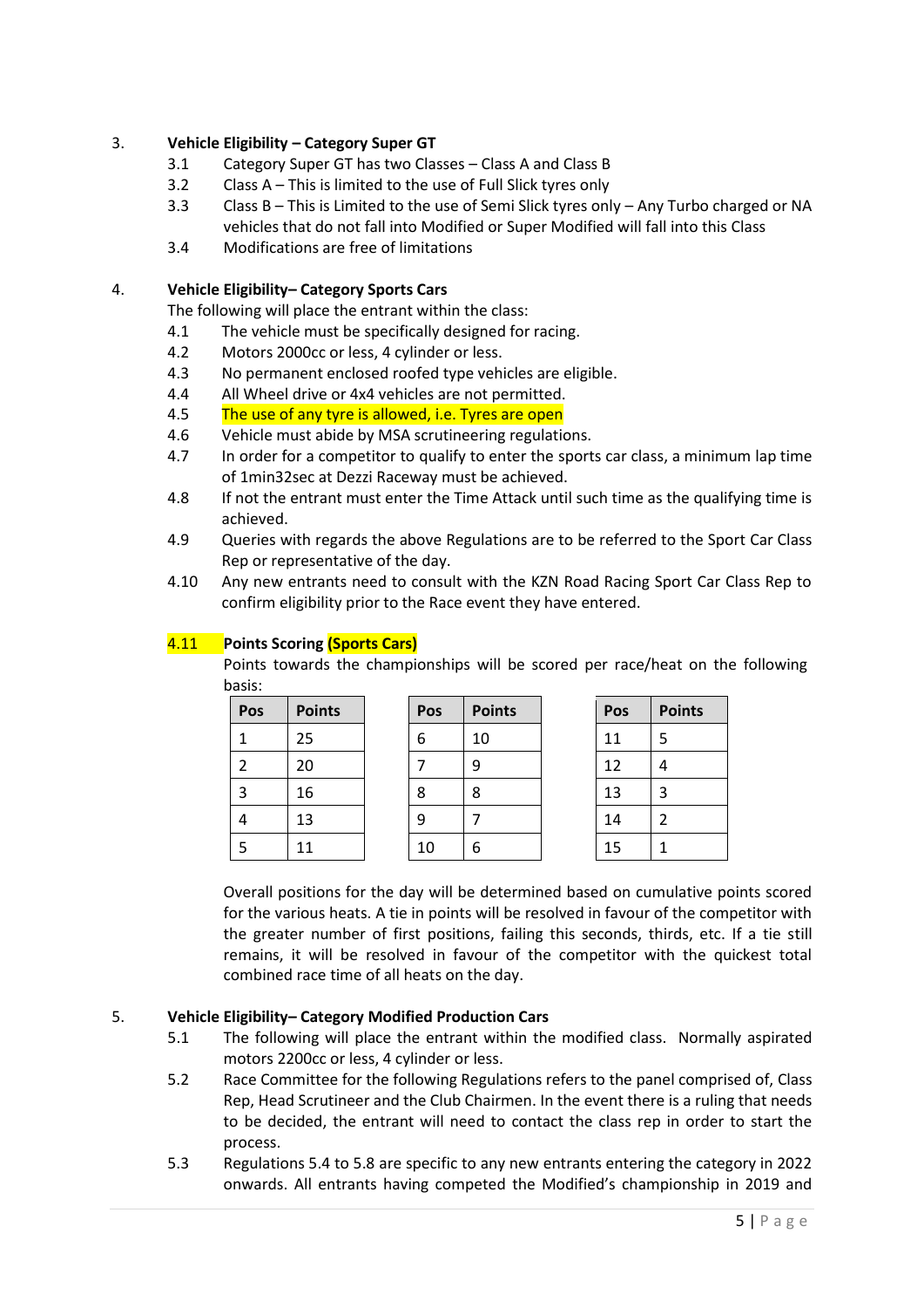## 3. Vehicle Eligibility – Category Super GT

3.1 Category Super GT has two Classes – Class A and Class B

3.2 Class A – This is limited to the use of Full Slick tyres only

3.3 Class B – This is Limited to the use of Semi Slick tyres only – Any Turbo charged or NA vehicles that do not fall into Modified or Super Modified will fall into this Class

3.4 Modifications are free of limitations

## 4. Vehicle Eligibility– Category Sports Cars

The following will place the entrant within the class:

4.1 The vehicle must be specifically designed for racing.

4.2 Motors 2000cc or less, 4 cylinder or less.

4.3 No permanent enclosed roofed type vehicles are eligible.

4.4 All Wheel drive or 4x4 vehicles are not permitted.

4.5 The use of any tyre is allowed, i.e. Tyres are open

4.6 Vehicle must abide by MSA scrutineering regulations.

4.7 In order for a competitor to qualify to enter the sports car class, a minimum lap time of 1min32sec at Dezzi Raceway must be achieved.

4.8 If not the entrant must enter the Time Attack until such time as the qualifying time is achieved.

4.9 Queries with regards the above Regulations are to be referred to the Sport Car Class Rep or representative of the day.

4.10 Any new entrants need to consult with the KZN Road Racing Sport Car Class Rep to confirm eligibility prior to the Race event they have entered.

### 4.11 Points Scoring (Sports Cars)

Points towards the championships will be scored per race/heat on the following basis:

| Pos | Points |
|---|---|
| 1 | 25 |
| 2 | 20 |
| 3 | 16 |
| 4 | 13 |
| 5 | 11 |

| Pos | Points |
|---|---|
| 6 | 10 |
| 7 | 9 |
| 8 | 8 |
| 9 | 7 |
| 10 | 6 |

| Pos | Points |
|---|---|
| 11 | 5 |
| 12 | 4 |
| 13 | 3 |
| 14 | 2 |
| 15 | 1 |

Overall positions for the day will be determined based on cumulative points scored for the various heats. A tie in points will be resolved in favour of the competitor with the greater number of first positions, failing this seconds, thirds, etc. If a tie still remains, it will be resolved in favour of the competitor with the quickest total combined race time of all heats on the day.

## 5. Vehicle Eligibility– Category Modified Production Cars

5.1 The following will place the entrant within the modified class. Normally aspirated motors 2200cc or less, 4 cylinder or less.

5.2 Race Committee for the following Regulations refers to the panel comprised of, Class Rep, Head Scrutineer and the Club Chairmen. In the event there is a ruling that needs to be decided, the entrant will need to contact the class rep in order to start the process.

5.3 Regulations 5.4 to 5.8 are specific to any new entrants entering the category in 2022 onwards. All entrants having competed the Modified's championship in 2019 and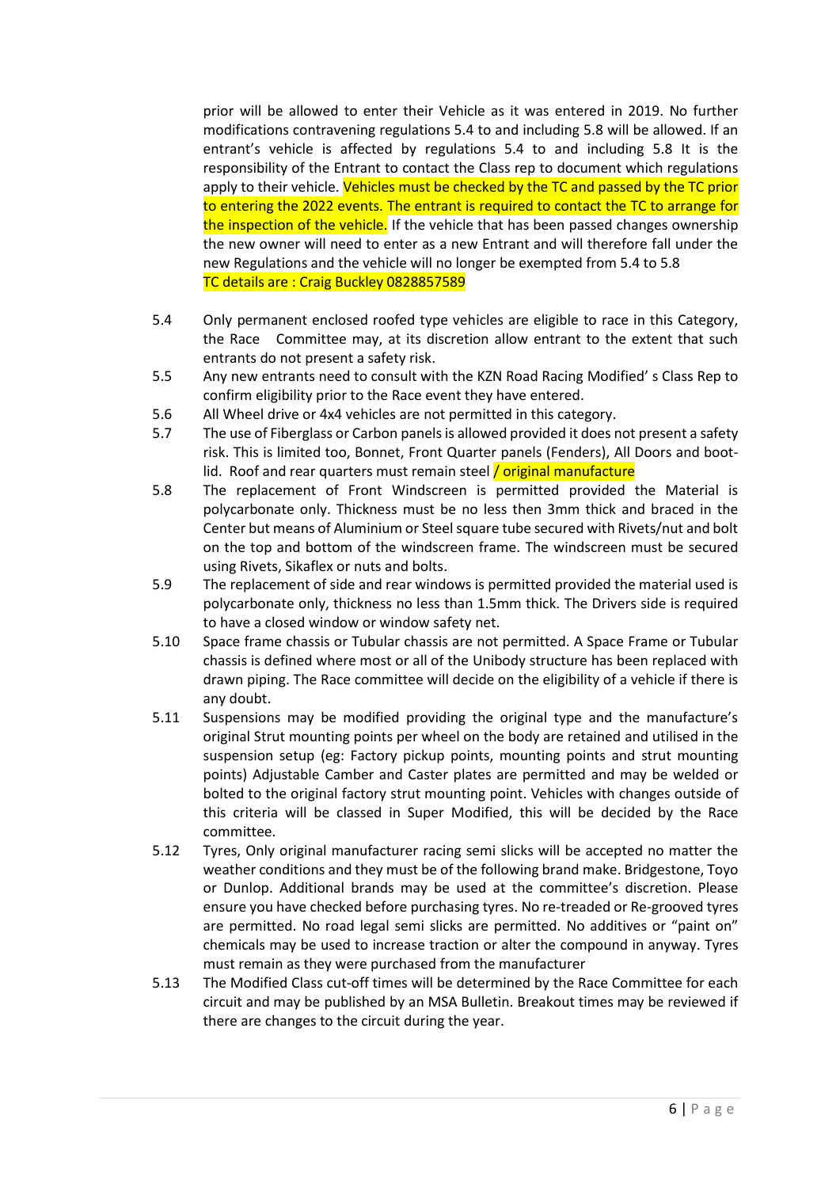prior will be allowed to enter their Vehicle as it was entered in 2019. No further modifications contravening regulations 5.4 to and including 5.8 will be allowed. If an entrant's vehicle is affected by regulations 5.4 to and including 5.8 It is the responsibility of the Entrant to contact the Class rep to document which regulations apply to their vehicle. Vehicles must be checked by the TC and passed by the TC prior to entering the 2022 events. The entrant is required to contact the TC to arrange for the inspection of the vehicle. If the vehicle that has been passed changes ownership the new owner will need to enter as a new Entrant and will therefore fall under the new Regulations and the vehicle will no longer be exempted from 5.4 to 5.8
TC details are : Craig Buckley 0828857589

5.4 Only permanent enclosed roofed type vehicles are eligible to race in this Category, the Race Committee may, at its discretion allow entrant to the extent that such entrants do not present a safety risk.

5.5 Any new entrants need to consult with the KZN Road Racing Modified' s Class Rep to confirm eligibility prior to the Race event they have entered.

5.6 All Wheel drive or 4x4 vehicles are not permitted in this category.

5.7 The use of Fiberglass or Carbon panels is allowed provided it does not present a safety risk. This is limited too, Bonnet, Front Quarter panels (Fenders), All Doors and boot-lid. Roof and rear quarters must remain steel / original manufacture

5.8 The replacement of Front Windscreen is permitted provided the Material is polycarbonate only. Thickness must be no less then 3mm thick and braced in the Center but means of Aluminium or Steel square tube secured with Rivets/nut and bolt on the top and bottom of the windscreen frame. The windscreen must be secured using Rivets, Sikaflex or nuts and bolts.

5.9 The replacement of side and rear windows is permitted provided the material used is polycarbonate only, thickness no less than 1.5mm thick. The Drivers side is required to have a closed window or window safety net.

5.10 Space frame chassis or Tubular chassis are not permitted. A Space Frame or Tubular chassis is defined where most or all of the Unibody structure has been replaced with drawn piping. The Race committee will decide on the eligibility of a vehicle if there is any doubt.

5.11 Suspensions may be modified providing the original type and the manufacture's original Strut mounting points per wheel on the body are retained and utilised in the suspension setup (eg: Factory pickup points, mounting points and strut mounting points) Adjustable Camber and Caster plates are permitted and may be welded or bolted to the original factory strut mounting point. Vehicles with changes outside of this criteria will be classed in Super Modified, this will be decided by the Race committee.

5.12 Tyres, Only original manufacturer racing semi slicks will be accepted no matter the weather conditions and they must be of the following brand make. Bridgestone, Toyo or Dunlop. Additional brands may be used at the committee's discretion. Please ensure you have checked before purchasing tyres. No re-treaded or Re-grooved tyres are permitted. No road legal semi slicks are permitted. No additives or "paint on" chemicals may be used to increase traction or alter the compound in anyway. Tyres must remain as they were purchased from the manufacturer

5.13 The Modified Class cut-off times will be determined by the Race Committee for each circuit and may be published by an MSA Bulletin. Breakout times may be reviewed if there are changes to the circuit during the year.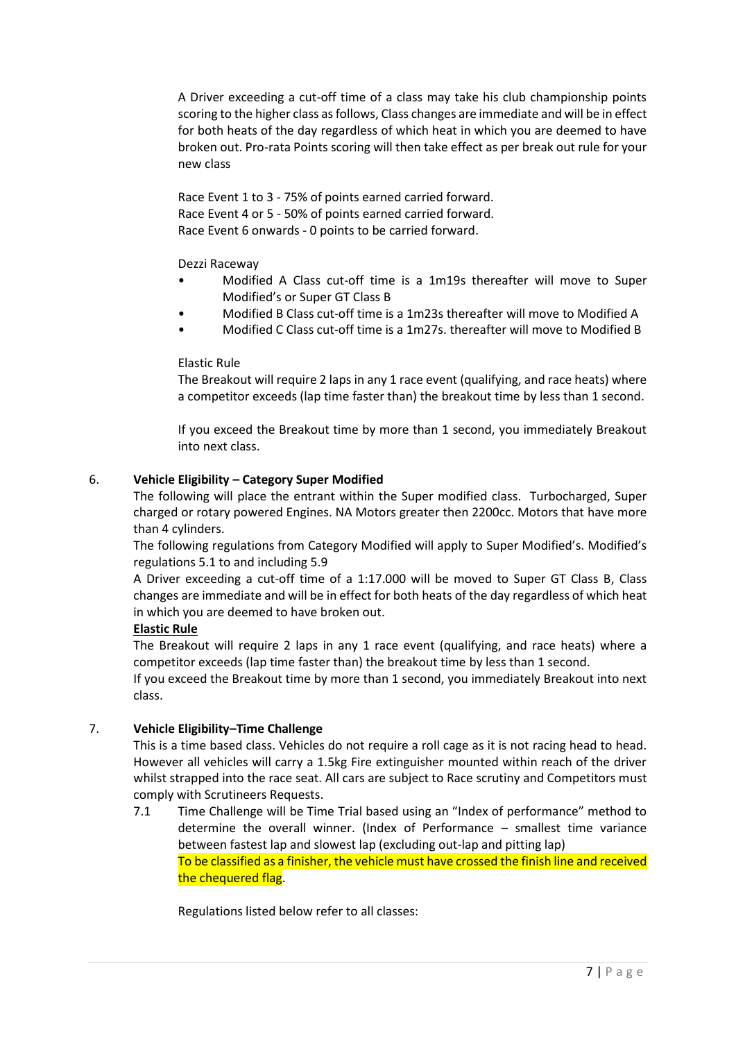A Driver exceeding a cut-off time of a class may take his club championship points scoring to the higher class as follows, Class changes are immediate and will be in effect for both heats of the day regardless of which heat in which you are deemed to have broken out. Pro-rata Points scoring will then take effect as per break out rule for your new class

Race Event 1 to 3 - 75% of points earned carried forward.
Race Event 4 or 5 - 50% of points earned carried forward.
Race Event 6 onwards - 0 points to be carried forward.

Dezzi Raceway

- Modified A Class cut-off time is a 1m19s thereafter will move to Super Modified's or Super GT Class B
- Modified B Class cut-off time is a 1m23s thereafter will move to Modified A
- Modified C Class cut-off time is a 1m27s. thereafter will move to Modified B

Elastic Rule

The Breakout will require 2 laps in any 1 race event (qualifying, and race heats) where a competitor exceeds (lap time faster than) the breakout time by less than 1 second.

If you exceed the Breakout time by more than 1 second, you immediately Breakout into next class.

## 6. Vehicle Eligibility – Category Super Modified

The following will place the entrant within the Super modified class. Turbocharged, Super charged or rotary powered Engines. NA Motors greater then 2200cc. Motors that have more than 4 cylinders.

The following regulations from Category Modified will apply to Super Modified's. Modified's regulations 5.1 to and including 5.9

A Driver exceeding a cut-off time of a 1:17.000 will be moved to Super GT Class B, Class changes are immediate and will be in effect for both heats of the day regardless of which heat in which you are deemed to have broken out.

**Elastic Rule**

The Breakout will require 2 laps in any 1 race event (qualifying, and race heats) where a competitor exceeds (lap time faster than) the breakout time by less than 1 second.

If you exceed the Breakout time by more than 1 second, you immediately Breakout into next class.

## 7. Vehicle Eligibility–Time Challenge

This is a time based class. Vehicles do not require a roll cage as it is not racing head to head. However all vehicles will carry a 1.5kg Fire extinguisher mounted within reach of the driver whilst strapped into the race seat. All cars are subject to Race scrutiny and Competitors must comply with Scrutineers Requests.

7.1 Time Challenge will be Time Trial based using an "Index of performance" method to determine the overall winner. (Index of Performance – smallest time variance between fastest lap and slowest lap (excluding out-lap and pitting lap)

To be classified as a finisher, the vehicle must have crossed the finish line and received the chequered flag.

Regulations listed below refer to all classes: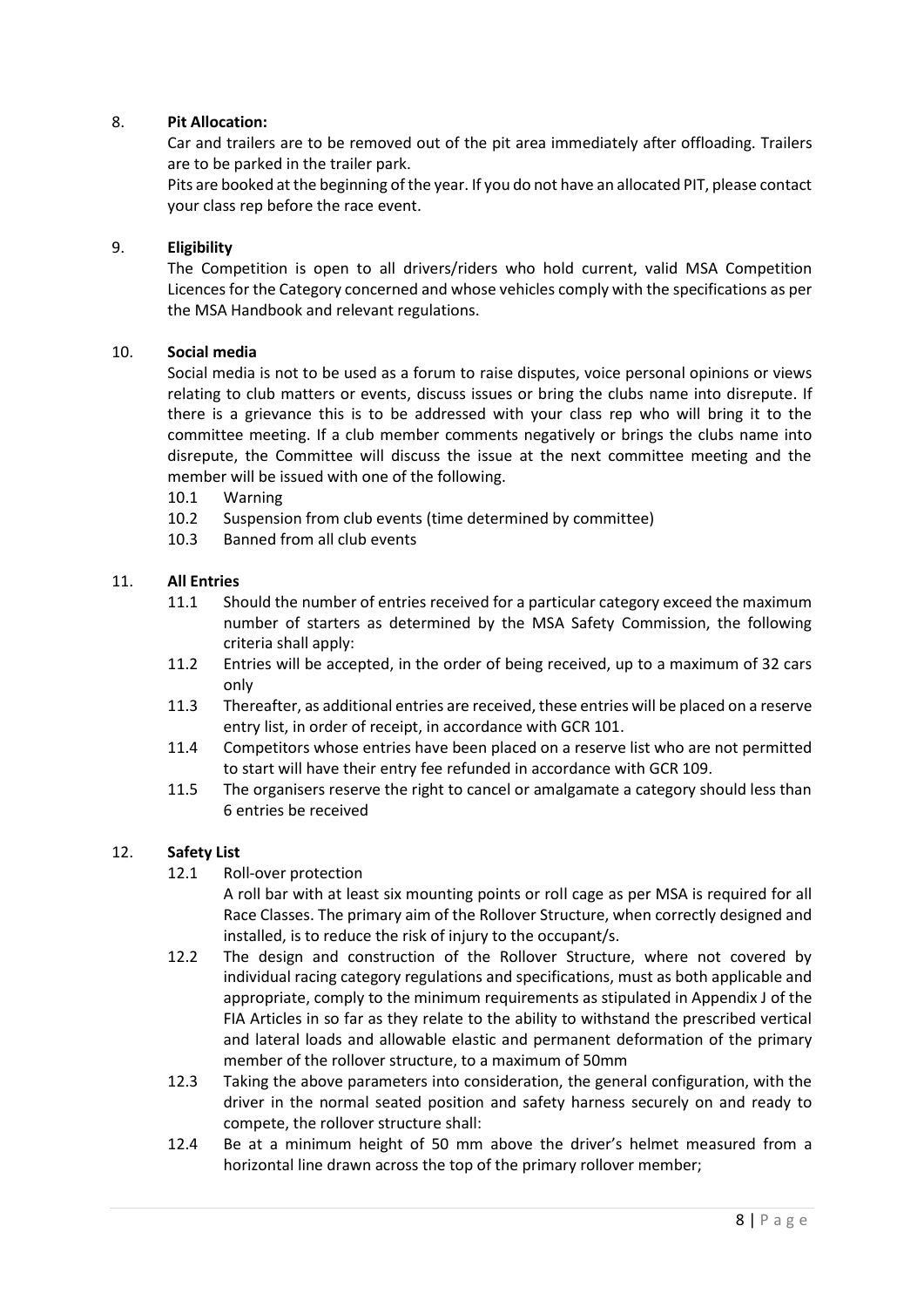8. **Pit Allocation:**

   Car and trailers are to be removed out of the pit area immediately after offloading. Trailers are to be parked in the trailer park.

   Pits are booked at the beginning of the year. If you do not have an allocated PIT, please contact your class rep before the race event.

9. **Eligibility**

   The Competition is open to all drivers/riders who hold current, valid MSA Competition Licences for the Category concerned and whose vehicles comply with the specifications as per the MSA Handbook and relevant regulations.

10. **Social media**

    Social media is not to be used as a forum to raise disputes, voice personal opinions or views relating to club matters or events, discuss issues or bring the clubs name into disrepute. If there is a grievance this is to be addressed with your class rep who will bring it to the committee meeting. If a club member comments negatively or brings the clubs name into disrepute, the Committee will discuss the issue at the next committee meeting and the member will be issued with one of the following.

    10.1 Warning

    10.2 Suspension from club events (time determined by committee)

    10.3 Banned from all club events

11. **All Entries**

    11.1 Should the number of entries received for a particular category exceed the maximum number of starters as determined by the MSA Safety Commission, the following criteria shall apply:

    11.2 Entries will be accepted, in the order of being received, up to a maximum of 32 cars only

    11.3 Thereafter, as additional entries are received, these entries will be placed on a reserve entry list, in order of receipt, in accordance with GCR 101.

    11.4 Competitors whose entries have been placed on a reserve list who are not permitted to start will have their entry fee refunded in accordance with GCR 109.

    11.5 The organisers reserve the right to cancel or amalgamate a category should less than 6 entries be received

12. **Safety List**

    12.1 Roll-over protection

    A roll bar with at least six mounting points or roll cage as per MSA is required for all Race Classes. The primary aim of the Rollover Structure, when correctly designed and installed, is to reduce the risk of injury to the occupant/s.

    12.2 The design and construction of the Rollover Structure, where not covered by individual racing category regulations and specifications, must as both applicable and appropriate, comply to the minimum requirements as stipulated in Appendix J of the FIA Articles in so far as they relate to the ability to withstand the prescribed vertical and lateral loads and allowable elastic and permanent deformation of the primary member of the rollover structure, to a maximum of 50mm

    12.3 Taking the above parameters into consideration, the general configuration, with the driver in the normal seated position and safety harness securely on and ready to compete, the rollover structure shall:

    12.4 Be at a minimum height of 50 mm above the driver's helmet measured from a horizontal line drawn across the top of the primary rollover member;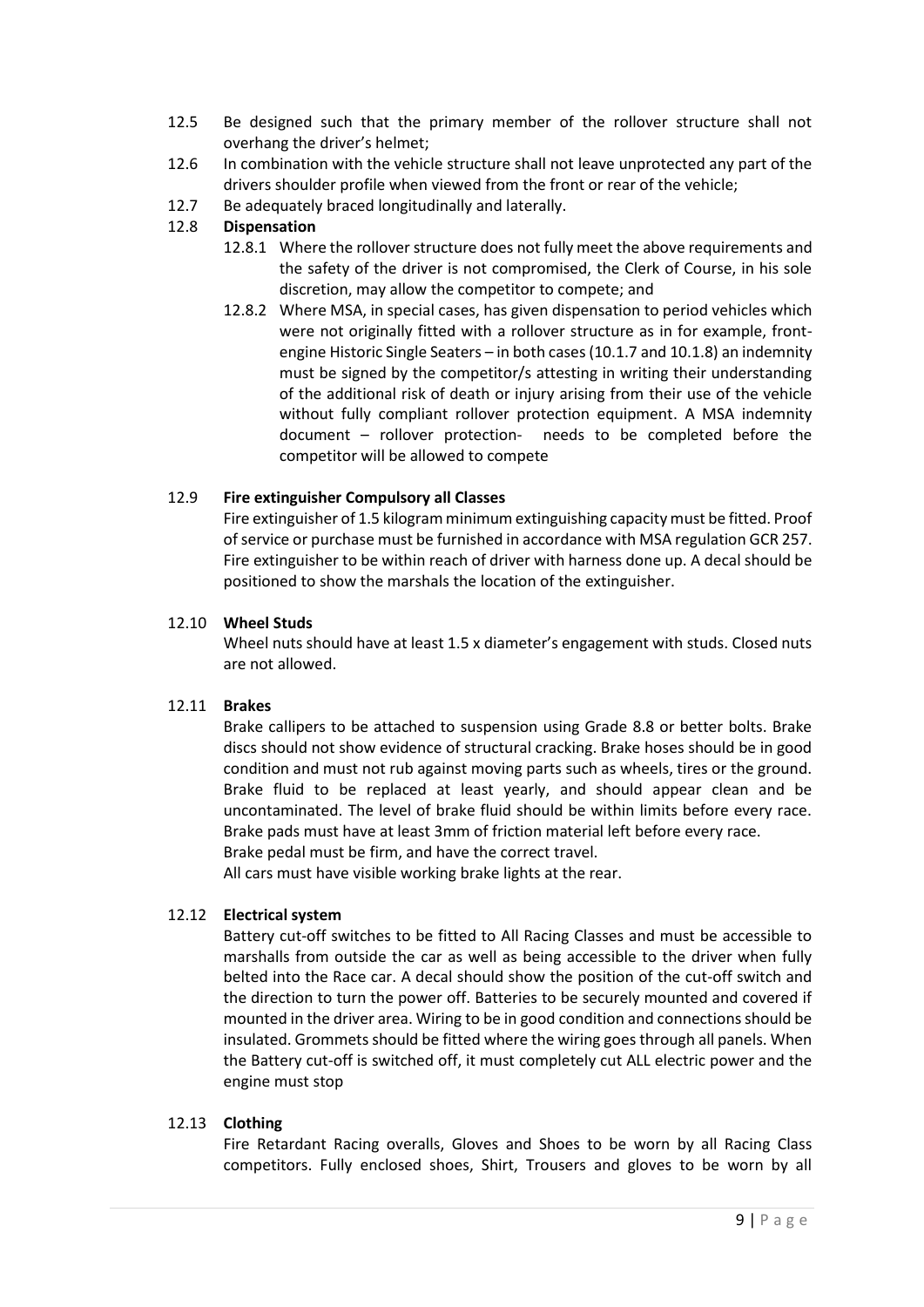12.5 Be designed such that the primary member of the rollover structure shall not overhang the driver's helmet;

12.6 In combination with the vehicle structure shall not leave unprotected any part of the drivers shoulder profile when viewed from the front or rear of the vehicle;

12.7 Be adequately braced longitudinally and laterally.

12.8 **Dispensation**

12.8.1 Where the rollover structure does not fully meet the above requirements and the safety of the driver is not compromised, the Clerk of Course, in his sole discretion, may allow the competitor to compete; and

12.8.2 Where MSA, in special cases, has given dispensation to period vehicles which were not originally fitted with a rollover structure as in for example, front-engine Historic Single Seaters – in both cases (10.1.7 and 10.1.8) an indemnity must be signed by the competitor/s attesting in writing their understanding of the additional risk of death or injury arising from their use of the vehicle without fully compliant rollover protection equipment. A MSA indemnity document – rollover protection- needs to be completed before the competitor will be allowed to compete

12.9 **Fire extinguisher Compulsory all Classes**

Fire extinguisher of 1.5 kilogram minimum extinguishing capacity must be fitted. Proof of service or purchase must be furnished in accordance with MSA regulation GCR 257. Fire extinguisher to be within reach of driver with harness done up. A decal should be positioned to show the marshals the location of the extinguisher.

12.10 **Wheel Studs**

Wheel nuts should have at least 1.5 x diameter's engagement with studs. Closed nuts are not allowed.

12.11 **Brakes**

Brake callipers to be attached to suspension using Grade 8.8 or better bolts. Brake discs should not show evidence of structural cracking. Brake hoses should be in good condition and must not rub against moving parts such as wheels, tires or the ground. Brake fluid to be replaced at least yearly, and should appear clean and be uncontaminated. The level of brake fluid should be within limits before every race. Brake pads must have at least 3mm of friction material left before every race.
Brake pedal must be firm, and have the correct travel.
All cars must have visible working brake lights at the rear.

12.12 **Electrical system**

Battery cut-off switches to be fitted to All Racing Classes and must be accessible to marshalls from outside the car as well as being accessible to the driver when fully belted into the Race car. A decal should show the position of the cut-off switch and the direction to turn the power off. Batteries to be securely mounted and covered if mounted in the driver area. Wiring to be in good condition and connections should be insulated. Grommets should be fitted where the wiring goes through all panels. When the Battery cut-off is switched off, it must completely cut ALL electric power and the engine must stop

12.13 **Clothing**

Fire Retardant Racing overalls, Gloves and Shoes to be worn by all Racing Class competitors. Fully enclosed shoes, Shirt, Trousers and gloves to be worn by all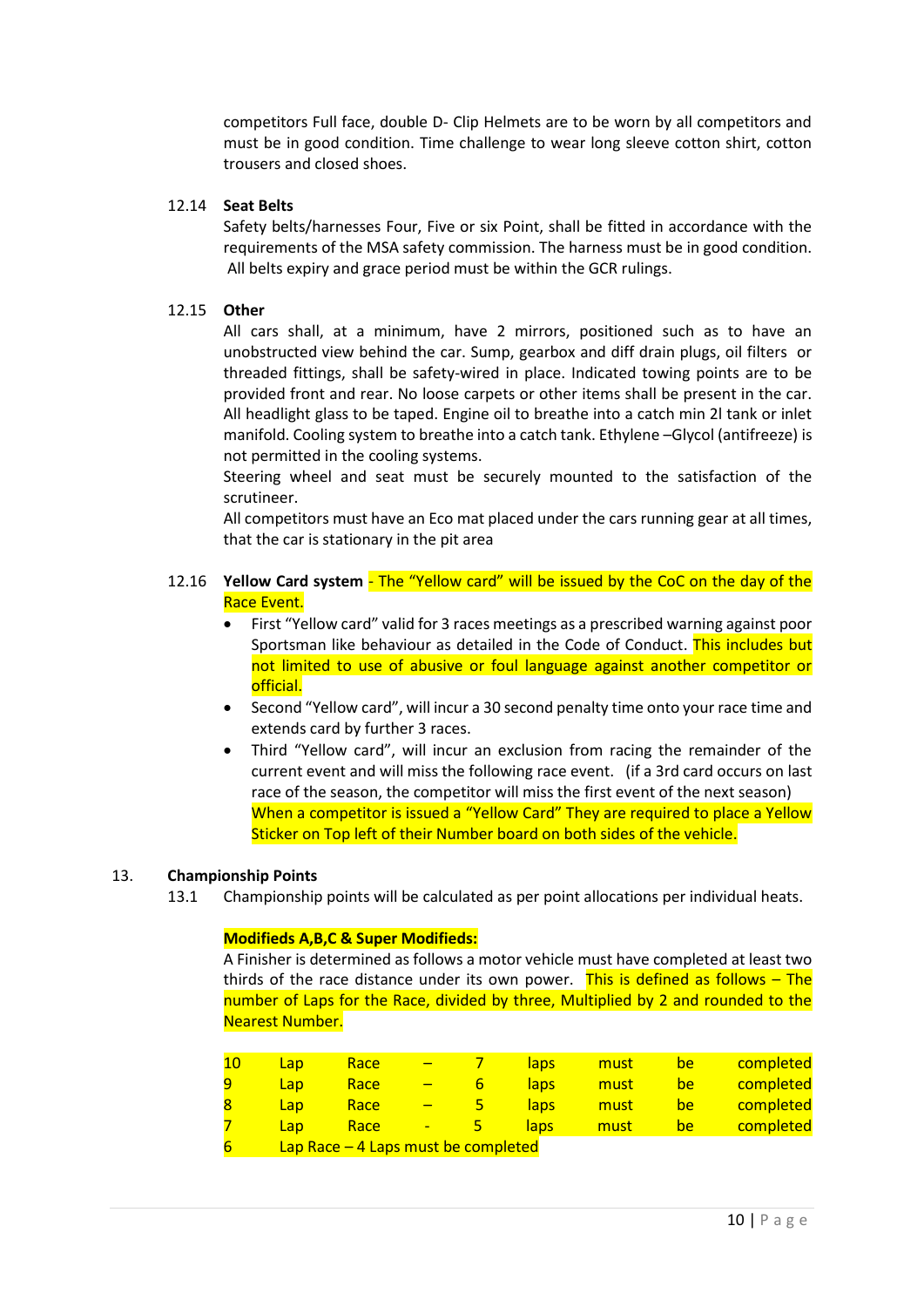competitors Full face, double D- Clip Helmets are to be worn by all competitors and must be in good condition. Time challenge to wear long sleeve cotton shirt, cotton trousers and closed shoes.

12.14 **Seat Belts**

Safety belts/harnesses Four, Five or six Point, shall be fitted in accordance with the requirements of the MSA safety commission. The harness must be in good condition. All belts expiry and grace period must be within the GCR rulings.

12.15 **Other**

All cars shall, at a minimum, have 2 mirrors, positioned such as to have an unobstructed view behind the car. Sump, gearbox and diff drain plugs, oil filters or threaded fittings, shall be safety-wired in place. Indicated towing points are to be provided front and rear. No loose carpets or other items shall be present in the car. All headlight glass to be taped. Engine oil to breathe into a catch min 2l tank or inlet manifold. Cooling system to breathe into a catch tank. Ethylene –Glycol (antifreeze) is not permitted in the cooling systems.

Steering wheel and seat must be securely mounted to the satisfaction of the scrutineer.

All competitors must have an Eco mat placed under the cars running gear at all times, that the car is stationary in the pit area

12.16 **Yellow Card system** - The "Yellow card" will be issued by the CoC on the day of the Race Event.

- First "Yellow card" valid for 3 races meetings as a prescribed warning against poor Sportsman like behaviour as detailed in the Code of Conduct. This includes but not limited to use of abusive or foul language against another competitor or official.
- Second "Yellow card", will incur a 30 second penalty time onto your race time and extends card by further 3 races.
- Third "Yellow card", will incur an exclusion from racing the remainder of the current event and will miss the following race event. (if a 3rd card occurs on last race of the season, the competitor will miss the first event of the next season)
  When a competitor is issued a "Yellow Card" They are required to place a Yellow Sticker on Top left of their Number board on both sides of the vehicle.

13. **Championship Points**

13.1 Championship points will be calculated as per point allocations per individual heats.

**Modifieds A,B,C & Super Modifieds:**

A Finisher is determined as follows a motor vehicle must have completed at least two thirds of the race distance under its own power. This is defined as follows – The number of Laps for the Race, divided by three, Multiplied by 2 and rounded to the Nearest Number.

10 Lap Race – 7 laps must be completed
9 Lap Race – 6 laps must be completed
8 Lap Race – 5 laps must be completed
7 Lap Race - 5 laps must be completed
6 Lap Race – 4 Laps must be completed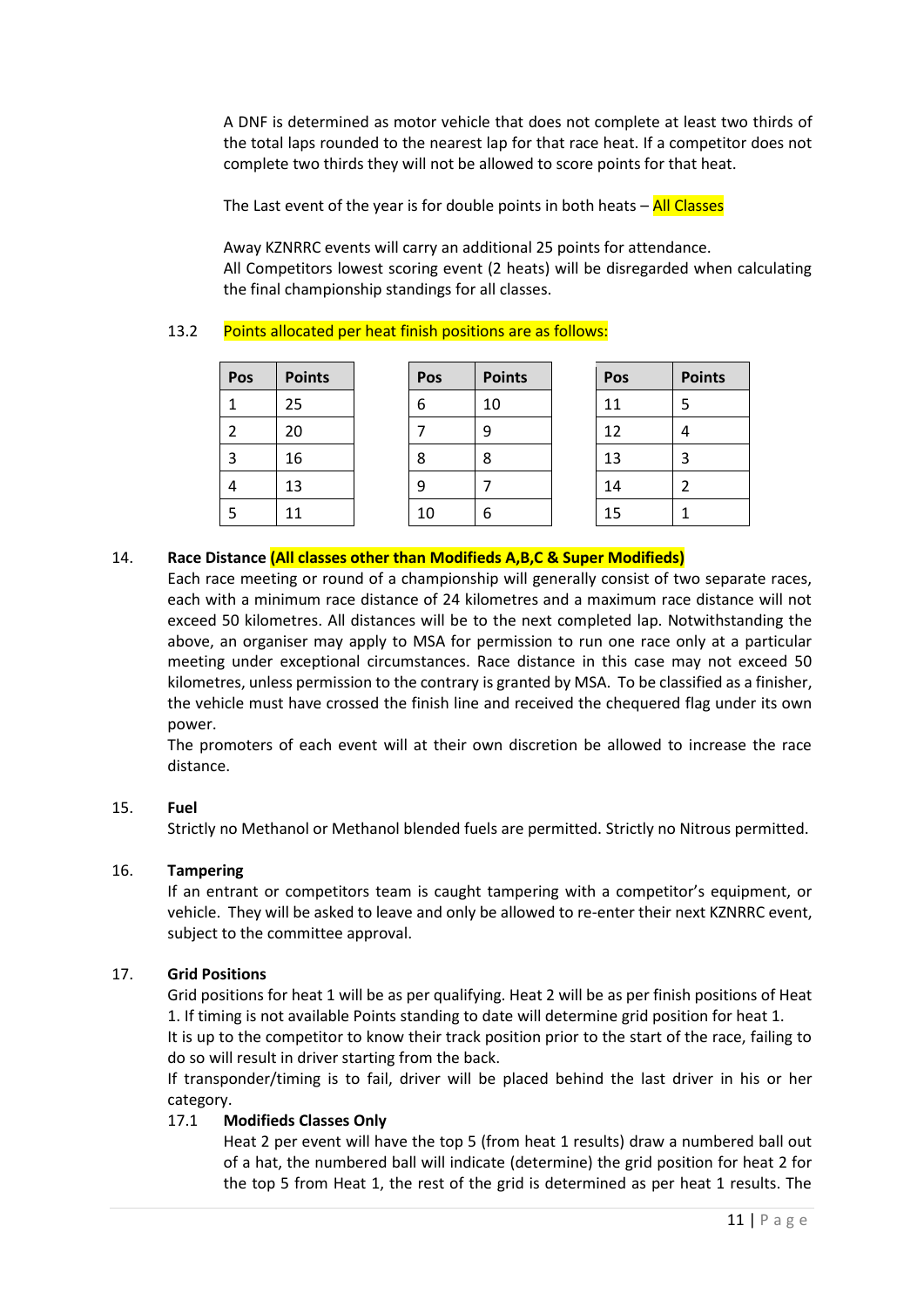A DNF is determined as motor vehicle that does not complete at least two thirds of the total laps rounded to the nearest lap for that race heat. If a competitor does not complete two thirds they will not be allowed to score points for that heat.

The Last event of the year is for double points in both heats – All Classes

Away KZNRRC events will carry an additional 25 points for attendance.
All Competitors lowest scoring event (2 heats) will be disregarded when calculating the final championship standings for all classes.

13.2 Points allocated per heat finish positions are as follows:

| Pos | Points |
|---|---|
| 1 | 25 |
| 2 | 20 |
| 3 | 16 |
| 4 | 13 |
| 5 | 11 |

| Pos | Points |
|---|---|
| 6 | 10 |
| 7 | 9 |
| 8 | 8 |
| 9 | 7 |
| 10 | 6 |

| Pos | Points |
|---|---|
| 11 | 5 |
| 12 | 4 |
| 13 | 3 |
| 14 | 2 |
| 15 | 1 |

## 14. Race Distance (All classes other than Modifieds A,B,C & Super Modifieds)

Each race meeting or round of a championship will generally consist of two separate races, each with a minimum race distance of 24 kilometres and a maximum race distance will not exceed 50 kilometres. All distances will be to the next completed lap. Notwithstanding the above, an organiser may apply to MSA for permission to run one race only at a particular meeting under exceptional circumstances. Race distance in this case may not exceed 50 kilometres, unless permission to the contrary is granted by MSA. To be classified as a finisher, the vehicle must have crossed the finish line and received the chequered flag under its own power.

The promoters of each event will at their own discretion be allowed to increase the race distance.

## 15. Fuel

Strictly no Methanol or Methanol blended fuels are permitted. Strictly no Nitrous permitted.

## 16. Tampering

If an entrant or competitors team is caught tampering with a competitor's equipment, or vehicle. They will be asked to leave and only be allowed to re-enter their next KZNRRC event, subject to the committee approval.

## 17. Grid Positions

Grid positions for heat 1 will be as per qualifying. Heat 2 will be as per finish positions of Heat 1. If timing is not available Points standing to date will determine grid position for heat 1.

It is up to the competitor to know their track position prior to the start of the race, failing to do so will result in driver starting from the back.

If transponder/timing is to fail, driver will be placed behind the last driver in his or her category.

### 17.1 Modifieds Classes Only

Heat 2 per event will have the top 5 (from heat 1 results) draw a numbered ball out of a hat, the numbered ball will indicate (determine) the grid position for heat 2 for the top 5 from Heat 1, the rest of the grid is determined as per heat 1 results. The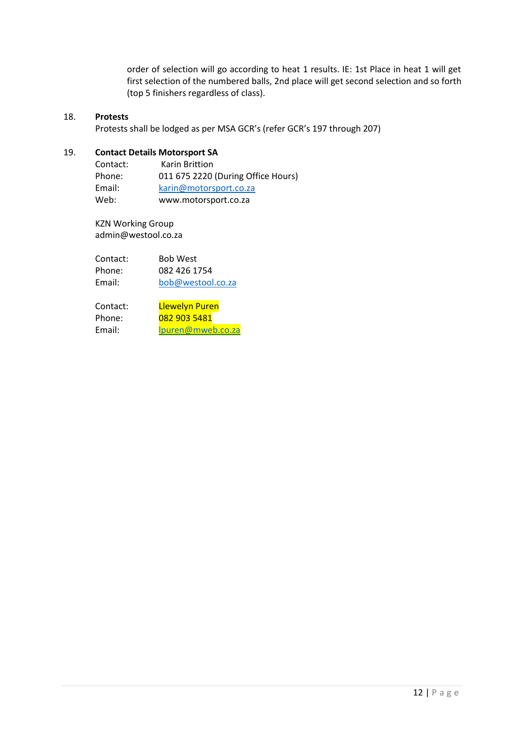order of selection will go according to heat 1 results. IE: 1st Place in heat 1 will get first selection of the numbered balls, 2nd place will get second selection and so forth (top 5 finishers regardless of class).

18. **Protests**

Protests shall be lodged as per MSA GCR's (refer GCR's 197 through 207)

19. **Contact Details Motorsport SA**

Contact: Karin Brittion
Phone: 011 675 2220 (During Office Hours)
Email: karin@motorsport.co.za
Web: www.motorsport.co.za

KZN Working Group
admin@westool.co.za

Contact: Bob West
Phone: 082 426 1754
Email: bob@westool.co.za

Contact: Llewelyn Puren
Phone: 082 903 5481
Email: lpuren@mweb.co.za